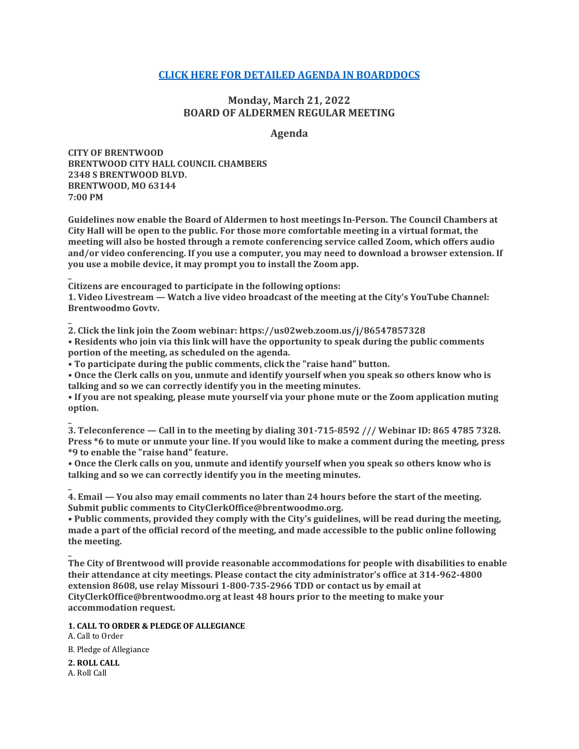**[CLICK HERE FOR DETAILED AGENDA IN BOARDDOCS](#)**

## Monday, March 21, 2022
## BOARD OF ALDERMEN REGULAR MEETING

### Agenda

**CITY OF BRENTWOOD**
**BRENTWOOD CITY HALL COUNCIL CHAMBERS**
**2348 S BRENTWOOD BLVD.**
**BRENTWOOD, MO 63144**
**7:00 PM**

**Guidelines now enable the Board of Aldermen to host meetings In-Person. The Council Chambers at City Hall will be open to the public. For those more comfortable meeting in a virtual format, the meeting will also be hosted through a remote conferencing service called Zoom, which offers audio and/or video conferencing. If you use a computer, you may need to download a browser extension. If you use a mobile device, it may prompt you to install the Zoom app.**

_

**Citizens are encouraged to participate in the following options:**

**1. Video Livestream — Watch a live video broadcast of the meeting at the City's YouTube Channel: Brentwoodmo Govtv.**

_

**2. Click the link join the Zoom webinar: https://us02web.zoom.us/j/86547857328**

**• Residents who join via this link will have the opportunity to speak during the public comments portion of the meeting, as scheduled on the agenda.**

**• To participate during the public comments, click the "raise hand" button.**

**• Once the Clerk calls on you, unmute and identify yourself when you speak so others know who is talking and so we can correctly identify you in the meeting minutes.**

**• If you are not speaking, please mute yourself via your phone mute or the Zoom application muting option.**

_

**3. Teleconference — Call in to the meeting by dialing 301-715-8592 /// Webinar ID: 865 4785 7328. Press *6 to mute or unmute your line. If you would like to make a comment during the meeting, press *9 to enable the "raise hand" feature.**

**• Once the Clerk calls on you, unmute and identify yourself when you speak so others know who is talking and so we can correctly identify you in the meeting minutes.**

_

**4. Email — You also may email comments no later than 24 hours before the start of the meeting. Submit public comments to CityClerkOffice@brentwoodmo.org.**

**• Public comments, provided they comply with the City's guidelines, will be read during the meeting, made a part of the official record of the meeting, and made accessible to the public online following the meeting.**

_

**The City of Brentwood will provide reasonable accommodations for people with disabilities to enable their attendance at city meetings. Please contact the city administrator's office at 314-962-4800 extension 8608, use relay Missouri 1-800-735-2966 TDD or contact us by email at CityClerkOffice@brentwoodmo.org at least 48 hours prior to the meeting to make your accommodation request.**

**1. CALL TO ORDER & PLEDGE OF ALLEGIANCE**

A. Call to Order

B. Pledge of Allegiance

**2. ROLL CALL**

A. Roll Call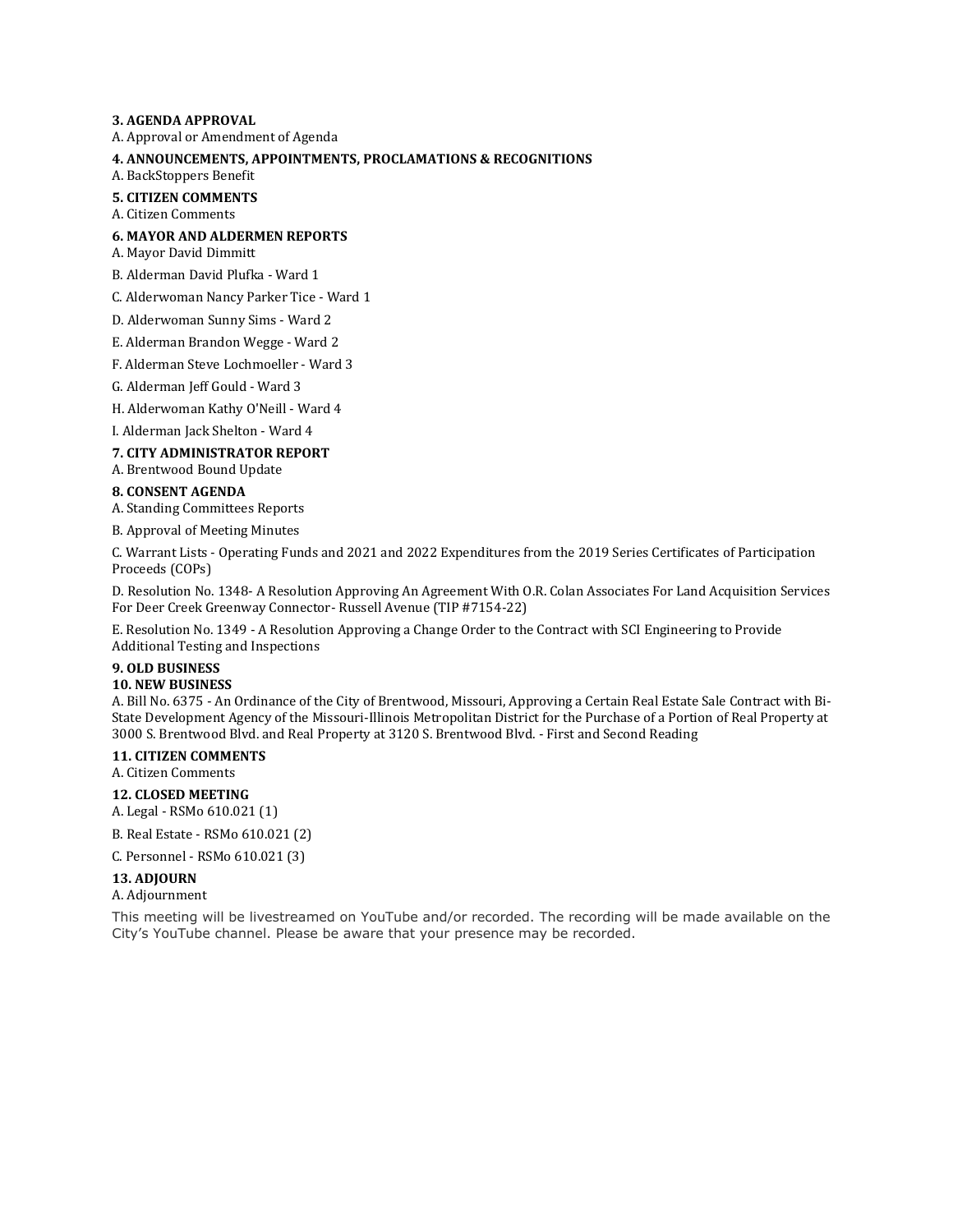**3. AGENDA APPROVAL**

A. Approval or Amendment of Agenda

**4. ANNOUNCEMENTS, APPOINTMENTS, PROCLAMATIONS & RECOGNITIONS**

A. BackStoppers Benefit

**5. CITIZEN COMMENTS**

A. Citizen Comments

**6. MAYOR AND ALDERMEN REPORTS**

A. Mayor David Dimmitt

B. Alderman David Plufka - Ward 1

C. Alderwoman Nancy Parker Tice - Ward 1

D. Alderwoman Sunny Sims - Ward 2

E. Alderman Brandon Wegge - Ward 2

F. Alderman Steve Lochmoeller - Ward 3

G. Alderman Jeff Gould - Ward 3

H. Alderwoman Kathy O'Neill - Ward 4

I. Alderman Jack Shelton - Ward 4

**7. CITY ADMINISTRATOR REPORT**

A. Brentwood Bound Update

**8. CONSENT AGENDA**

A. Standing Committees Reports

B. Approval of Meeting Minutes

C. Warrant Lists - Operating Funds and 2021 and 2022 Expenditures from the 2019 Series Certificates of Participation Proceeds (COPs)

D. Resolution No. 1348- A Resolution Approving An Agreement With O.R. Colan Associates For Land Acquisition Services For Deer Creek Greenway Connector- Russell Avenue (TIP #7154-22)

E. Resolution No. 1349 - A Resolution Approving a Change Order to the Contract with SCI Engineering to Provide Additional Testing and Inspections

**9. OLD BUSINESS**

**10. NEW BUSINESS**

A. Bill No. 6375 - An Ordinance of the City of Brentwood, Missouri, Approving a Certain Real Estate Sale Contract with Bi-State Development Agency of the Missouri-Illinois Metropolitan District for the Purchase of a Portion of Real Property at 3000 S. Brentwood Blvd. and Real Property at 3120 S. Brentwood Blvd. - First and Second Reading

**11. CITIZEN COMMENTS**

A. Citizen Comments

**12. CLOSED MEETING**

A. Legal - RSMo 610.021 (1)

B. Real Estate - RSMo 610.021 (2)

C. Personnel - RSMo 610.021 (3)

**13. ADJOURN**

A. Adjournment

This meeting will be livestreamed on YouTube and/or recorded. The recording will be made available on the City's YouTube channel. Please be aware that your presence may be recorded.